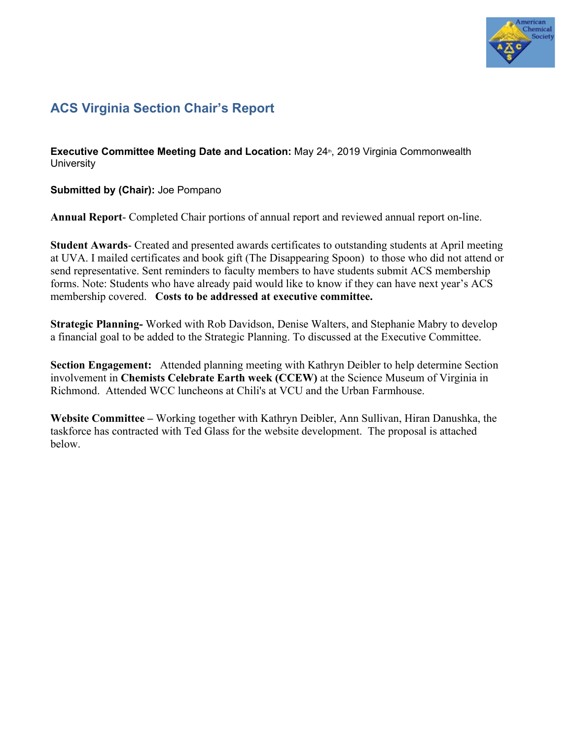## ACS Virginia Section Chair's Report

**Executive Committee Meeting Date and Location:** May 24th, 2019 Virginia Commonwealth University

**Submitted by (Chair):** Joe Pompano

**Annual Report**- Completed Chair portions of annual report and reviewed annual report on-line.

**Student Awards**- Created and presented awards certificates to outstanding students at April meeting at UVA. I mailed certificates and book gift (The Disappearing Spoon) to those who did not attend or send representative. Sent reminders to faculty members to have students submit ACS membership forms. Note: Students who have already paid would like to know if they can have next year's ACS membership covered. **Costs to be addressed at executive committee.**

**Strategic Planning-** Worked with Rob Davidson, Denise Walters, and Stephanie Mabry to develop a financial goal to be added to the Strategic Planning. To discussed at the Executive Committee.

**Section Engagement:** Attended planning meeting with Kathryn Deibler to help determine Section involvement in **Chemists Celebrate Earth week (CCEW)** at the Science Museum of Virginia in Richmond. Attended WCC luncheons at Chili's at VCU and the Urban Farmhouse.

**Website Committee –** Working together with Kathryn Deibler, Ann Sullivan, Hiran Danushka, the taskforce has contracted with Ted Glass for the website development. The proposal is attached below.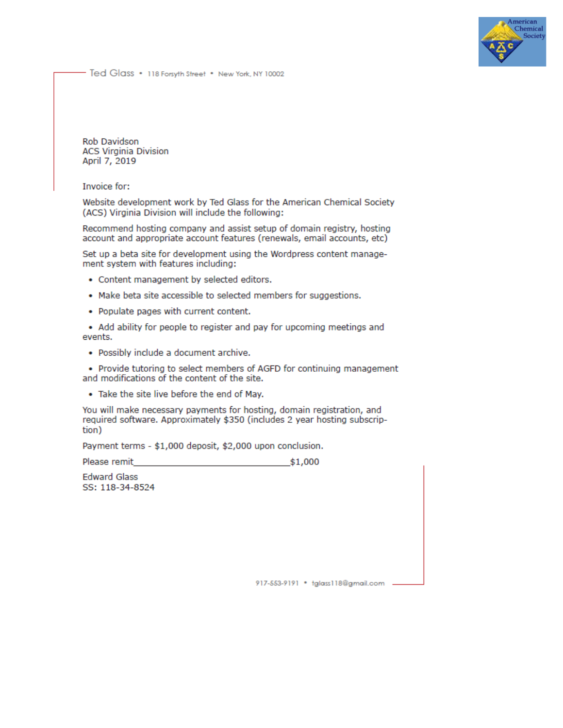Ted Glass • 118 Forsyth Street • New York, NY 10002

Rob Davidson
ACS Virginia Division
April 7, 2019

Invoice for:

Website development work by Ted Glass for the American Chemical Society (ACS) Virginia Division will include the following:

Recommend hosting company and assist setup of domain registry, hosting account and appropriate account features (renewals, email accounts, etc)

Set up a beta site for development using the Wordpress content management system with features including:

- Content management by selected editors.
- Make beta site accessible to selected members for suggestions.
- Populate pages with current content.
- Add ability for people to register and pay for upcoming meetings and events.
- Possibly include a document archive.
- Provide tutoring to select members of AGFD for continuing management and modifications of the content of the site.
- Take the site live before the end of May.

You will make necessary payments for hosting, domain registration, and required software. Approximately $350 (includes 2 year hosting subscription)

Payment terms - $1,000 deposit, $2,000 upon conclusion.

Please remit______________________________$1,000

Edward Glass
SS: 118-34-8524

917-553-9191 • tglass118@gmail.com